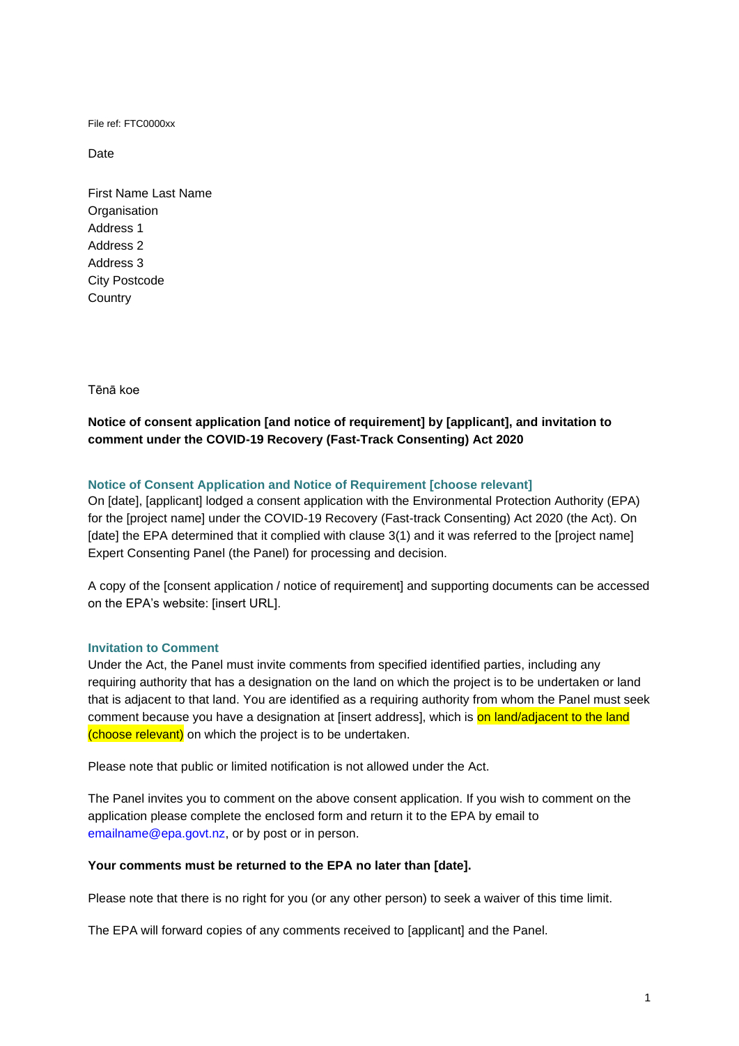File ref: FTC0000xx

Date

First Name Last Name
Organisation
Address 1
Address 2
Address 3
City Postcode
Country

Tēnā koe

**Notice of consent application [and notice of requirement] by [applicant], and invitation to comment under the COVID-19 Recovery (Fast-Track Consenting) Act 2020**

### Notice of Consent Application and Notice of Requirement [choose relevant]

On [date], [applicant] lodged a consent application with the Environmental Protection Authority (EPA) for the [project name] under the COVID-19 Recovery (Fast-track Consenting) Act 2020 (the Act). On [date] the EPA determined that it complied with clause 3(1) and it was referred to the [project name] Expert Consenting Panel (the Panel) for processing and decision.

A copy of the [consent application / notice of requirement] and supporting documents can be accessed on the EPA's website: [insert URL].

### Invitation to Comment

Under the Act, the Panel must invite comments from specified identified parties, including any requiring authority that has a designation on the land on which the project is to be undertaken or land that is adjacent to that land. You are identified as a requiring authority from whom the Panel must seek comment because you have a designation at [insert address], which is on land/adjacent to the land (choose relevant) on which the project is to be undertaken.

Please note that public or limited notification is not allowed under the Act.

The Panel invites you to comment on the above consent application. If you wish to comment on the application please complete the enclosed form and return it to the EPA by email to emailname@epa.govt.nz, or by post or in person.

**Your comments must be returned to the EPA no later than [date].**

Please note that there is no right for you (or any other person) to seek a waiver of this time limit.

The EPA will forward copies of any comments received to [applicant] and the Panel.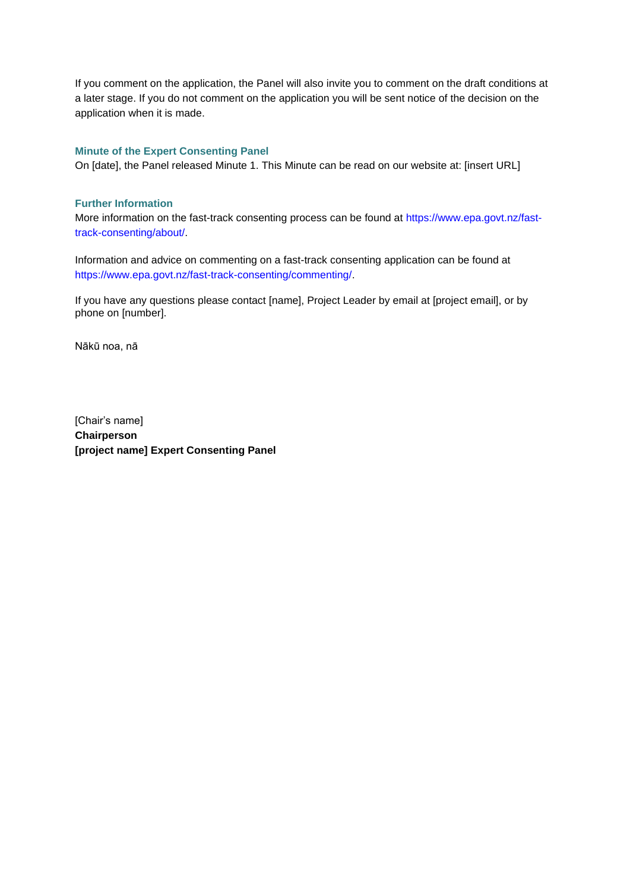If you comment on the application, the Panel will also invite you to comment on the draft conditions at a later stage. If you do not comment on the application you will be sent notice of the decision on the application when it is made.

### Minute of the Expert Consenting Panel

On [date], the Panel released Minute 1. This Minute can be read on our website at: [insert URL]

### Further Information

More information on the fast-track consenting process can be found at https://www.epa.govt.nz/fast-track-consenting/about/.

Information and advice on commenting on a fast-track consenting application can be found at https://www.epa.govt.nz/fast-track-consenting/commenting/.

If you have any questions please contact [name], Project Leader by email at [project email], or by phone on [number].

Nākū noa, nā

[Chair's name]
**Chairperson**
**[project name] Expert Consenting Panel**